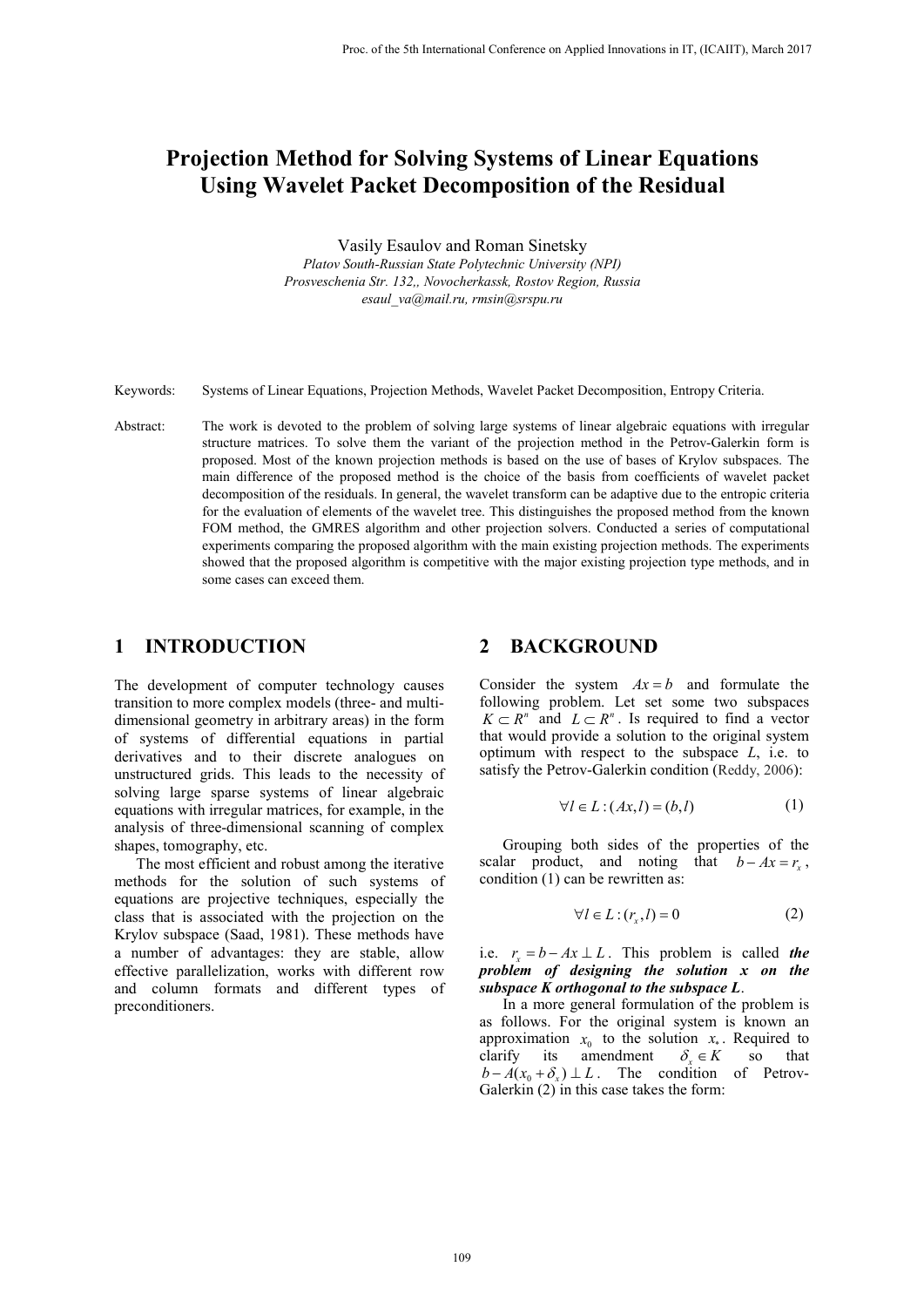# Projection Method for Solving Systems of Linear Equations Using Wavelet Packet Decomposition of the Residual

Vasily Esaulov and Roman Sinetsky

*Platov South-Russian State Polytechnic University (NPI)*
*Prosveschenia Str. 132,, Novocherkassk, Rostov Region, Russia*
*esaul_va@mail.ru, rmsin@srspu.ru*

Keywords: Systems of Linear Equations, Projection Methods, Wavelet Packet Decomposition, Entropy Criteria.

Abstract: The work is devoted to the problem of solving large systems of linear algebraic equations with irregular structure matrices. To solve them the variant of the projection method in the Petrov-Galerkin form is proposed. Most of the known projection methods is based on the use of bases of Krylov subspaces. The main difference of the proposed method is the choice of the basis from coefficients of wavelet packet decomposition of the residuals. In general, the wavelet transform can be adaptive due to the entropic criteria for the evaluation of elements of the wavelet tree. This distinguishes the proposed method from the known FOM method, the GMRES algorithm and other projection solvers. Conducted a series of computational experiments comparing the proposed algorithm with the main existing projection methods. The experiments showed that the proposed algorithm is competitive with the major existing projection type methods, and in some cases can exceed them.

## 1 INTRODUCTION

The development of computer technology causes transition to more complex models (three- and multi-dimensional geometry in arbitrary areas) in the form of systems of differential equations in partial derivatives and to their discrete analogues on unstructured grids. This leads to the necessity of solving large sparse systems of linear algebraic equations with irregular matrices, for example, in the analysis of three-dimensional scanning of complex shapes, tomography, etc.

The most efficient and robust among the iterative methods for the solution of such systems of equations are projective techniques, especially the class that is associated with the projection on the Krylov subspace (Saad, 1981). These methods have a number of advantages: they are stable, allow effective parallelization, works with different row and column formats and different types of preconditioners.

## 2 BACKGROUND

Consider the system $Ax = b$ and formulate the following problem. Let set some two subspaces $K \subset R^n$ and $L \subset R^n$. Is required to find a vector that would provide a solution to the original system optimum with respect to the subspace *L*, i.e. to satisfy the Petrov-Galerkin condition (Reddy, 2006):

$$\forall l \in L : (Ax, l) = (b, l) \tag{1}$$

Grouping both sides of the properties of the scalar product, and noting that $b - Ax = r_x$, condition (1) can be rewritten as:

$$\forall l \in L : (r_x, l) = 0 \tag{2}$$

i.e. $r_x = b - Ax \perp L$. This problem is called ***the problem of designing the solution x on the subspace K orthogonal to the subspace L***.

In a more general formulation of the problem is as follows. For the original system is known an approximation $x_0$ to the solution $x_*$. Required to clarify its amendment $\delta_x \in K$ so that $b - A(x_0 + \delta_x) \perp L$. The condition of Petrov-Galerkin (2) in this case takes the form: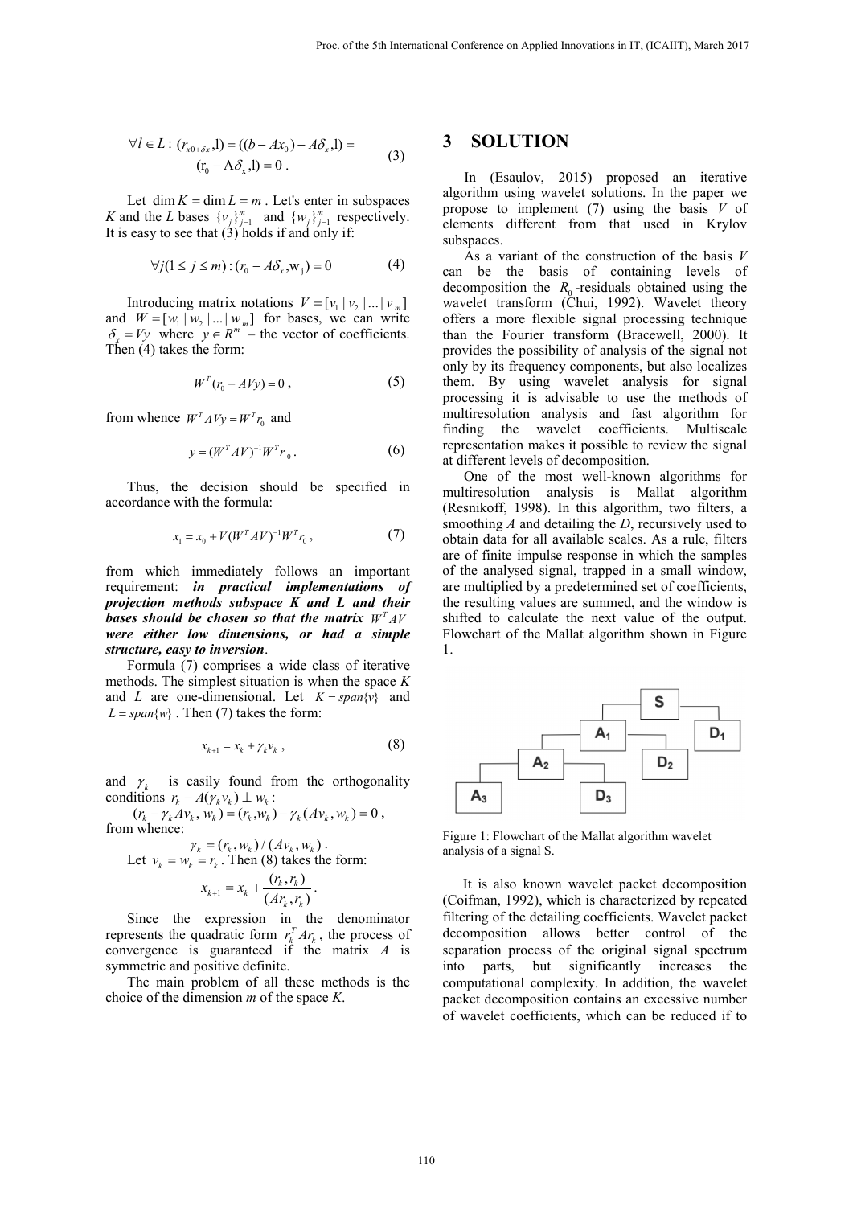$$\forall l \in L: (r_{x0+\delta x}, \text{l}) = ((b - Ax_0) - A\delta_x, \text{l}) = (\text{r}_0 - \text{A}\delta_\text{x}, \text{l}) = 0\,. \tag{3}$$

Let $\dim K = \dim L = m$. Let's enter in subspaces $K$ and the $L$ bases $\{v_j\}_{j=1}^m$ and $\{w_j\}_{j=1}^m$ respectively. It is easy to see that (3) holds if and only if:

$$\forall j (1 \le j \le m): (r_0 - A\delta_x, \text{w}_j) = 0 \tag{4}$$

Introducing matrix notations $V = [v_1 \,|\, v_2 \,|\, ... \,|\, v_m]$ and $W = [w_1 \,|\, w_2 \,|\, ... \,|\, w_m]$ for bases, we can write $\delta_x = Vy$ where $y \in R^m$ – the vector of coefficients. Then (4) takes the form:

$$W^T (r_0 - AVy) = 0\,, \tag{5}$$

from whence $W^T AVy = W^T r_0$ and

$$y = (W^T AV)^{-1} W^T r_0\,. \tag{6}$$

Thus, the decision should be specified in accordance with the formula:

$$x_1 = x_0 + V(W^T AV)^{-1} W^T r_0\,, \tag{7}$$

from which immediately follows an important requirement: ***in practical implementations of projection methods subspace K and L and their bases should be chosen so that the matrix*** $W^T AV$ ***were either low dimensions, or had a simple structure, easy to inversion***.

Formula (7) comprises a wide class of iterative methods. The simplest situation is when the space $K$ and $L$ are one-dimensional. Let $K = span\{v\}$ and $L = span\{w\}$. Then (7) takes the form:

$$x_{k+1} = x_k + \gamma_k v_k\,, \tag{8}$$

and $\gamma_k$ is easily found from the orthogonality conditions $r_k - A(\gamma_k v_k) \perp w_k$:

$$(r_k - \gamma_k A v_k, w_k) = (r_k, w_k) - \gamma_k (Av_k, w_k) = 0\,,$$

from whence:

$$\gamma_k = (r_k, w_k) / (Av_k, w_k)\,.$$

Let $v_k = w_k = r_k$. Then (8) takes the form:

$$x_{k+1} = x_k + \frac{(r_k, r_k)}{(Ar_k, r_k)}\,.$$

Since the expression in the denominator represents the quadratic form $r_k^T A r_k$, the process of convergence is guaranteed if the matrix $A$ is symmetric and positive definite.

The main problem of all these methods is the choice of the dimension $m$ of the space $K$.

# 3 SOLUTION

In (Esaulov, 2015) proposed an iterative algorithm using wavelet solutions. In the paper we propose to implement (7) using the basis $V$ of elements different from that used in Krylov subspaces.

As a variant of the construction of the basis $V$ can be the basis of containing levels of decomposition the $R_0$-residuals obtained using the wavelet transform (Chui, 1992). Wavelet theory offers a more flexible signal processing technique than the Fourier transform (Bracewell, 2000). It provides the possibility of analysis of the signal not only by its frequency components, but also localizes them. By using wavelet analysis for signal processing it is advisable to use the methods of multiresolution analysis and fast algorithm for finding the wavelet coefficients. Multiscale representation makes it possible to review the signal at different levels of decomposition.

One of the most well-known algorithms for multiresolution analysis is Mallat algorithm (Resnikoff, 1998). In this algorithm, two filters, a smoothing $A$ and detailing the $D$, recursively used to obtain data for all available scales. As a rule, filters are of finite impulse response in which the samples of the analysed signal, trapped in a small window, are multiplied by a predetermined set of coefficients, the resulting values are summed, and the window is shifted to calculate the next value of the output. Flowchart of the Mallat algorithm shown in Figure 1.

S → A1, D1; A1 → A2, D2; A2 → A3, D3

Figure 1: Flowchart of the Mallat algorithm wavelet analysis of a signal S.

It is also known wavelet packet decomposition (Coifman, 1992), which is characterized by repeated filtering of the detailing coefficients. Wavelet packet decomposition allows better control of the separation process of the original signal spectrum into parts, but significantly increases the computational complexity. In addition, the wavelet packet decomposition contains an excessive number of wavelet coefficients, which can be reduced if to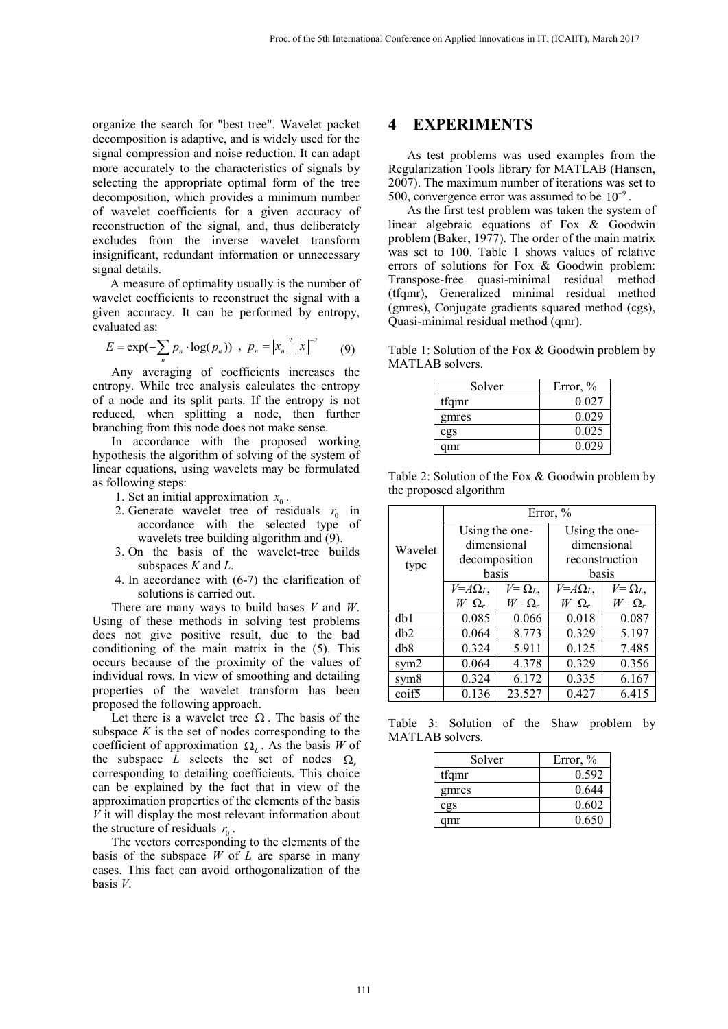organize the search for "best tree". Wavelet packet decomposition is adaptive, and is widely used for the signal compression and noise reduction. It can adapt more accurately to the characteristics of signals by selecting the appropriate optimal form of the tree decomposition, which provides a minimum number of wavelet coefficients for a given accuracy of reconstruction of the signal, and, thus deliberately excludes from the inverse wavelet transform insignificant, redundant information or unnecessary signal details.

A measure of optimality usually is the number of wavelet coefficients to reconstruct the signal with a given accuracy. It can be performed by entropy, evaluated as:

$$E = \exp(-\sum_{n} p_n \cdot \log(p_n)) \ , \ p_n = |x_n|^2 \|x\|^{-2} \qquad (9)$$

Any averaging of coefficients increases the entropy. While tree analysis calculates the entropy of a node and its split parts. If the entropy is not reduced, when splitting a node, then further branching from this node does not make sense.

In accordance with the proposed working hypothesis the algorithm of solving of the system of linear equations, using wavelets may be formulated as following steps:

1. Set an initial approximation $x_0$.
2. Generate wavelet tree of residuals $r_0$ in accordance with the selected type of wavelets tree building algorithm and (9).
3. On the basis of the wavelet-tree builds subspaces *K* and *L*.
4. In accordance with (6-7) the clarification of solutions is carried out.

There are many ways to build bases *V* and *W*. Using of these methods in solving test problems does not give positive result, due to the bad conditioning of the main matrix in the (5). This occurs because of the proximity of the values of individual rows. In view of smoothing and detailing properties of the wavelet transform has been proposed the following approach.

Let there is a wavelet tree $\Omega$. The basis of the subspace *K* is the set of nodes corresponding to the coefficient of approximation $\Omega_L$. As the basis *W* of the subspace *L* selects the set of nodes $\Omega_r$ corresponding to detailing coefficients. This choice can be explained by the fact that in view of the approximation properties of the elements of the basis *V* it will display the most relevant information about the structure of residuals $r_0$.

The vectors corresponding to the elements of the basis of the subspace *W* of *L* are sparse in many cases. This fact can avoid orthogonalization of the basis *V*.

# 4 EXPERIMENTS

As test problems was used examples from the Regularization Tools library for MATLAB (Hansen, 2007). The maximum number of iterations was set to 500, convergence error was assumed to be $10^{-9}$.

As the first test problem was taken the system of linear algebraic equations of Fox & Goodwin problem (Baker, 1977). The order of the main matrix was set to 100. Table 1 shows values of relative errors of solutions for Fox & Goodwin problem: Transpose-free quasi-minimal residual method (tfqmr), Generalized minimal residual method (gmres), Conjugate gradients squared method (cgs), Quasi-minimal residual method (qmr).

Table 1: Solution of the Fox & Goodwin problem by MATLAB solvers.

| Solver | Error, % |
|---|---|
| tfqmr | 0.027 |
| gmres | 0.029 |
| cgs | 0.025 |
| qmr | 0.029 |

Table 2: Solution of the Fox & Goodwin problem by the proposed algorithm

| Wavelet type | Error, % | | | |
|---|---|---|---|---|
| | Using the one-dimensional decomposition basis | | Using the one-dimensional reconstruction basis | |
| | $V=A\Omega_L$, $W=\Omega_r$ | $V=\Omega_L$, $W=\Omega_r$ | $V=A\Omega_L$, $W=\Omega_r$ | $V=\Omega_L$, $W=\Omega_r$ |
| db1 | 0.085 | 0.066 | 0.018 | 0.087 |
| db2 | 0.064 | 8.773 | 0.329 | 5.197 |
| db8 | 0.324 | 5.911 | 0.125 | 7.485 |
| sym2 | 0.064 | 4.378 | 0.329 | 0.356 |
| sym8 | 0.324 | 6.172 | 0.335 | 6.167 |
| coif5 | 0.136 | 23.527 | 0.427 | 6.415 |

Table 3: Solution of the Shaw problem by MATLAB solvers.

| Solver | Error, % |
|---|---|
| tfqmr | 0.592 |
| gmres | 0.644 |
| cgs | 0.602 |
| qmr | 0.650 |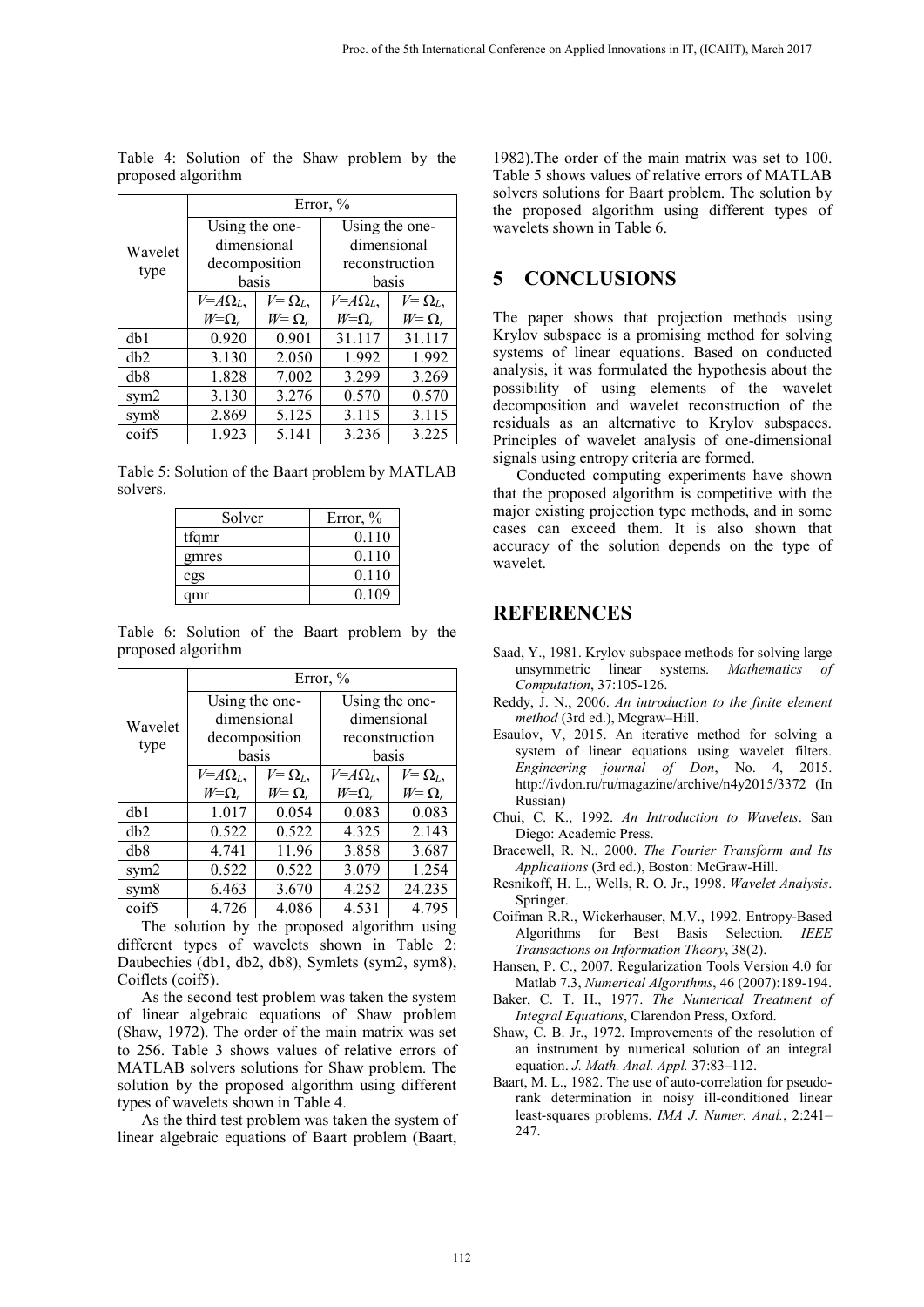Table 4: Solution of the Shaw problem by the proposed algorithm

| Wavelet type | Error, % | | | |
|---|---|---|---|---|
| | Using the one-dimensional decomposition basis | | Using the one-dimensional reconstruction basis | |
| | $V=A\Omega_L$, $W=\Omega_r$ | $V=\Omega_L$, $W=\Omega_r$ | $V=A\Omega_L$, $W=\Omega_r$ | $V=\Omega_L$, $W=\Omega_r$ |
| db1 | 0.920 | 0.901 | 31.117 | 31.117 |
| db2 | 3.130 | 2.050 | 1.992 | 1.992 |
| db8 | 1.828 | 7.002 | 3.299 | 3.269 |
| sym2 | 3.130 | 3.276 | 0.570 | 0.570 |
| sym8 | 2.869 | 5.125 | 3.115 | 3.115 |
| coif5 | 1.923 | 5.141 | 3.236 | 3.225 |

Table 5: Solution of the Baart problem by MATLAB solvers.

| Solver | Error, % |
|---|---|
| tfqmr | 0.110 |
| gmres | 0.110 |
| cgs | 0.110 |
| qmr | 0.109 |

Table 6: Solution of the Baart problem by the proposed algorithm

| Wavelet type | Error, % | | | |
|---|---|---|---|---|
| | Using the one-dimensional decomposition basis | | Using the one-dimensional reconstruction basis | |
| | $V=A\Omega_L$, $W=\Omega_r$ | $V=\Omega_L$, $W=\Omega_r$ | $V=A\Omega_L$, $W=\Omega_r$ | $V=\Omega_L$, $W=\Omega_r$ |
| db1 | 1.017 | 0.054 | 0.083 | 0.083 |
| db2 | 0.522 | 0.522 | 4.325 | 2.143 |
| db8 | 4.741 | 11.96 | 3.858 | 3.687 |
| sym2 | 0.522 | 0.522 | 3.079 | 1.254 |
| sym8 | 6.463 | 3.670 | 4.252 | 24.235 |
| coif5 | 4.726 | 4.086 | 4.531 | 4.795 |

The solution by the proposed algorithm using different types of wavelets shown in Table 2: Daubechies (db1, db2, db8), Symlets (sym2, sym8), Coiflets (coif5).

As the second test problem was taken the system of linear algebraic equations of Shaw problem (Shaw, 1972). The order of the main matrix was set to 256. Table 3 shows values of relative errors of MATLAB solvers solutions for Shaw problem. The solution by the proposed algorithm using different types of wavelets shown in Table 4.

As the third test problem was taken the system of linear algebraic equations of Baart problem (Baart, 1982).The order of the main matrix was set to 100. Table 5 shows values of relative errors of MATLAB solvers solutions for Baart problem. The solution by the proposed algorithm using different types of wavelets shown in Table 6.

## 5 CONCLUSIONS

The paper shows that projection methods using Krylov subspace is a promising method for solving systems of linear equations. Based on conducted analysis, it was formulated the hypothesis about the possibility of using elements of the wavelet decomposition and wavelet reconstruction of the residuals as an alternative to Krylov subspaces. Principles of wavelet analysis of one-dimensional signals using entropy criteria are formed.

Conducted computing experiments have shown that the proposed algorithm is competitive with the major existing projection type methods, and in some cases can exceed them. It is also shown that accuracy of the solution depends on the type of wavelet.

## REFERENCES

Saad, Y., 1981. Krylov subspace methods for solving large unsymmetric linear systems. *Mathematics of Computation*, 37:105-126.

Reddy, J. N., 2006. *An introduction to the finite element method* (3rd ed.), Mcgraw–Hill.

Esaulov, V, 2015. An iterative method for solving a system of linear equations using wavelet filters. *Engineering journal of Don*, No. 4, 2015. http://ivdon.ru/ru/magazine/archive/n4y2015/3372 (In Russian)

Chui, C. K., 1992. *An Introduction to Wavelets*. San Diego: Academic Press.

Bracewell, R. N., 2000. *The Fourier Transform and Its Applications* (3rd ed.), Boston: McGraw-Hill.

Resnikoff, H. L., Wells, R. O. Jr., 1998. *Wavelet Analysis*. Springer.

Coifman R.R., Wickerhauser, M.V., 1992. Entropy-Based Algorithms for Best Basis Selection. *IEEE Transactions on Information Theory*, 38(2).

Hansen, P. C., 2007. Regularization Tools Version 4.0 for Matlab 7.3, *Numerical Algorithms*, 46 (2007):189-194.

Baker, C. T. H., 1977. *The Numerical Treatment of Integral Equations*, Clarendon Press, Oxford.

Shaw, C. B. Jr., 1972. Improvements of the resolution of an instrument by numerical solution of an integral equation. *J. Math. Anal. Appl.* 37:83–112.

Baart, M. L., 1982. The use of auto-correlation for pseudo-rank determination in noisy ill-conditioned linear least-squares problems. *IMA J. Numer. Anal.*, 2:241–247.